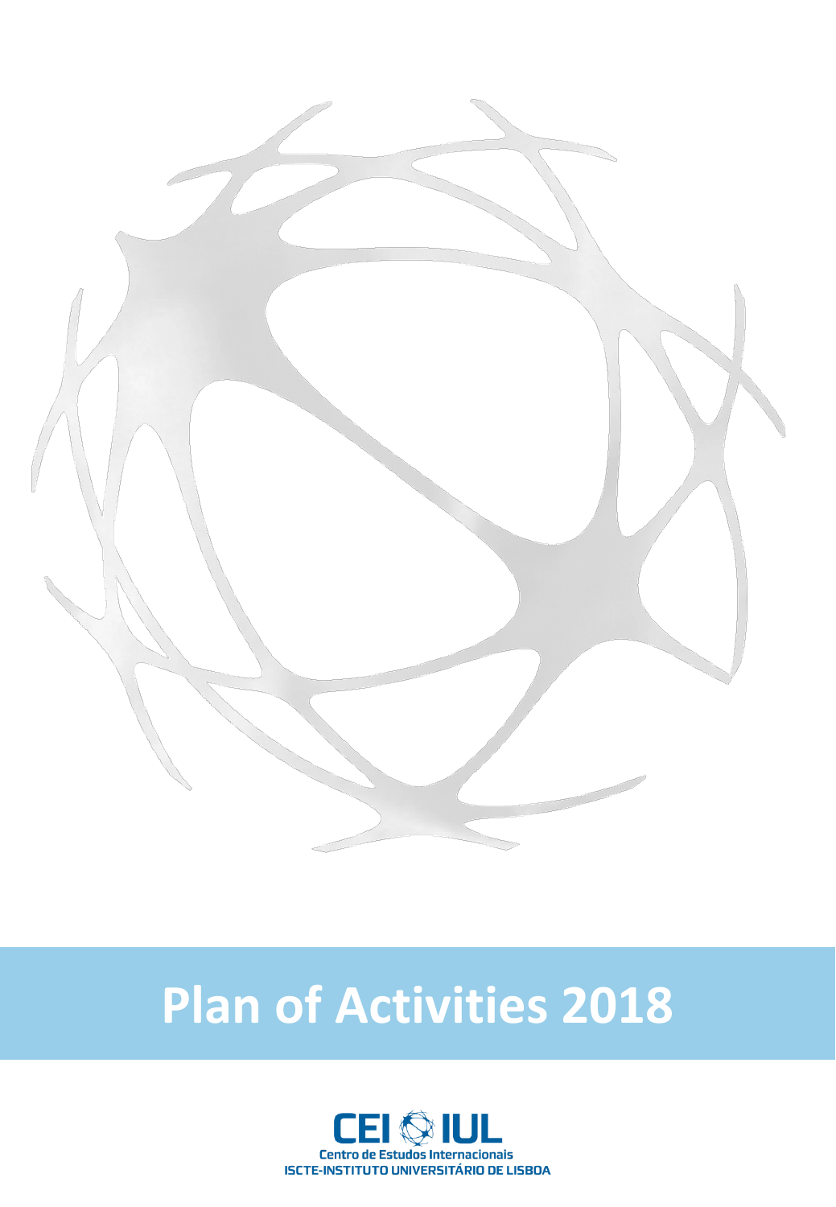# Plan of Activities 2018

CEI IUL

Centro de Estudos Internacionais

ISCTE-INSTITUTO UNIVERSITÁRIO DE LISBOA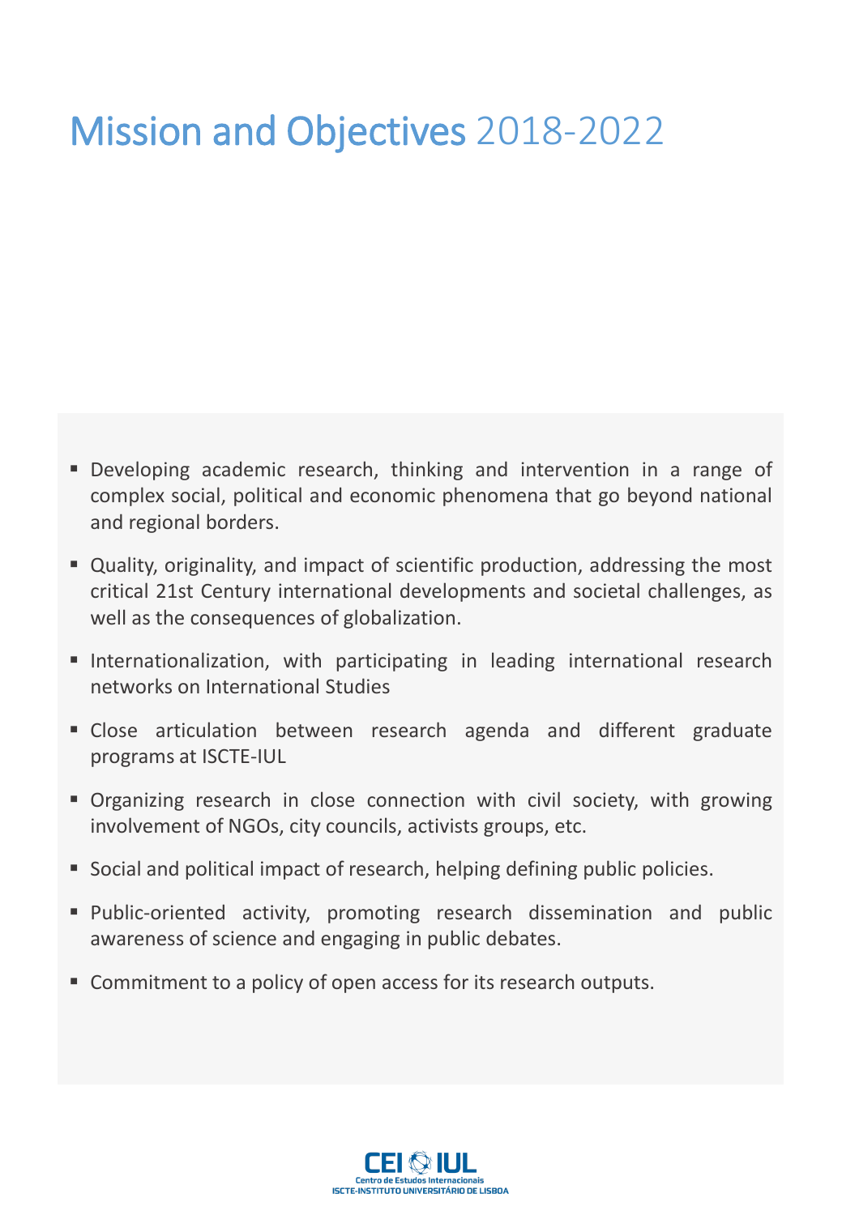# Mission and Objectives 2018-2022

- Developing academic research, thinking and intervention in a range of complex social, political and economic phenomena that go beyond national and regional borders.
- Quality, originality, and impact of scientific production, addressing the most critical 21st Century international developments and societal challenges, as well as the consequences of globalization.
- Internationalization, with participating in leading international research networks on International Studies
- Close articulation between research agenda and different graduate programs at ISCTE-IUL
- Organizing research in close connection with civil society, with growing involvement of NGOs, city councils, activists groups, etc.
- Social and political impact of research, helping defining public policies.
- Public-oriented activity, promoting research dissemination and public awareness of science and engaging in public debates.
- Commitment to a policy of open access for its research outputs.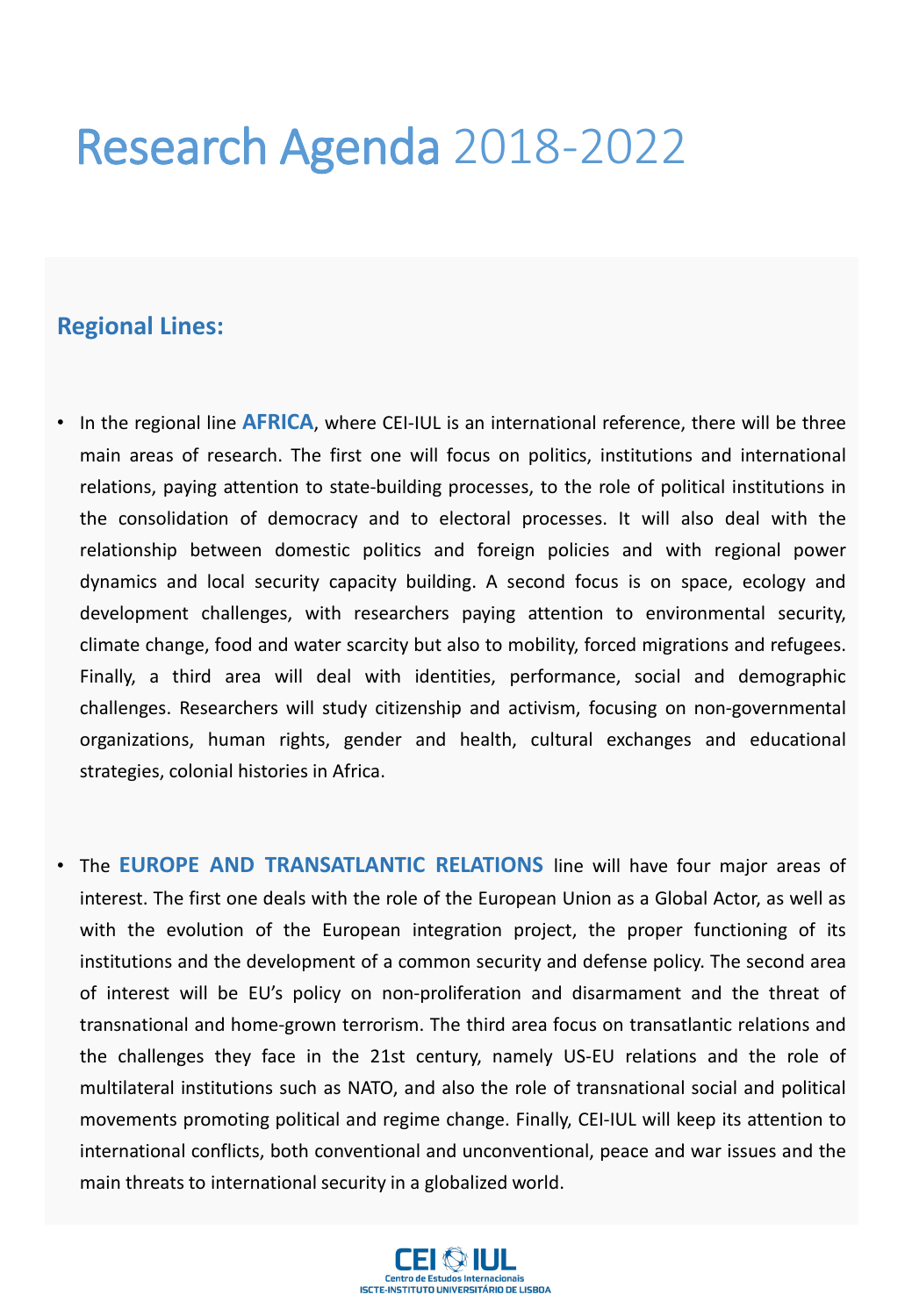# Research Agenda 2018-2022

## Regional Lines:

- In the regional line **AFRICA**, where CEI-IUL is an international reference, there will be three main areas of research. The first one will focus on politics, institutions and international relations, paying attention to state-building processes, to the role of political institutions in the consolidation of democracy and to electoral processes. It will also deal with the relationship between domestic politics and foreign policies and with regional power dynamics and local security capacity building. A second focus is on space, ecology and development challenges, with researchers paying attention to environmental security, climate change, food and water scarcity but also to mobility, forced migrations and refugees. Finally, a third area will deal with identities, performance, social and demographic challenges. Researchers will study citizenship and activism, focusing on non-governmental organizations, human rights, gender and health, cultural exchanges and educational strategies, colonial histories in Africa.

- The **EUROPE AND TRANSATLANTIC RELATIONS** line will have four major areas of interest. The first one deals with the role of the European Union as a Global Actor, as well as with the evolution of the European integration project, the proper functioning of its institutions and the development of a common security and defense policy. The second area of interest will be EU's policy on non-proliferation and disarmament and the threat of transnational and home-grown terrorism. The third area focus on transatlantic relations and the challenges they face in the 21st century, namely US-EU relations and the role of multilateral institutions such as NATO, and also the role of transnational social and political movements promoting political and regime change. Finally, CEI-IUL will keep its attention to international conflicts, both conventional and unconventional, peace and war issues and the main threats to international security in a globalized world.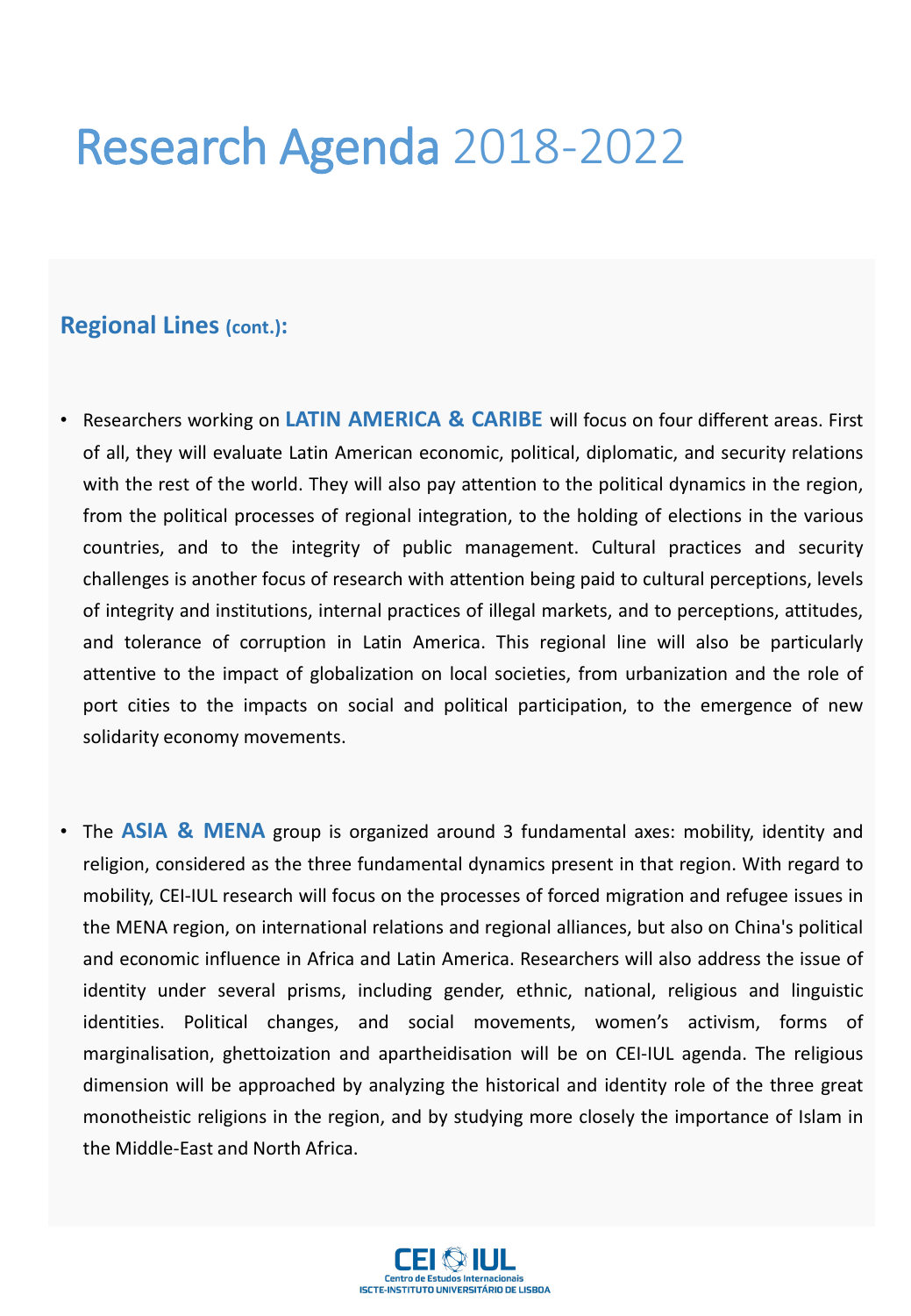# Research Agenda 2018-2022

## Regional Lines (cont.):

- Researchers working on **LATIN AMERICA & CARIBE** will focus on four different areas. First of all, they will evaluate Latin American economic, political, diplomatic, and security relations with the rest of the world. They will also pay attention to the political dynamics in the region, from the political processes of regional integration, to the holding of elections in the various countries, and to the integrity of public management. Cultural practices and security challenges is another focus of research with attention being paid to cultural perceptions, levels of integrity and institutions, internal practices of illegal markets, and to perceptions, attitudes, and tolerance of corruption in Latin America. This regional line will also be particularly attentive to the impact of globalization on local societies, from urbanization and the role of port cities to the impacts on social and political participation, to the emergence of new solidarity economy movements.

- The **ASIA & MENA** group is organized around 3 fundamental axes: mobility, identity and religion, considered as the three fundamental dynamics present in that region. With regard to mobility, CEI-IUL research will focus on the processes of forced migration and refugee issues in the MENA region, on international relations and regional alliances, but also on China's political and economic influence in Africa and Latin America. Researchers will also address the issue of identity under several prisms, including gender, ethnic, national, religious and linguistic identities. Political changes, and social movements, women's activism, forms of marginalisation, ghettoization and apartheidisation will be on CEI-IUL agenda. The religious dimension will be approached by analyzing the historical and identity role of the three great monotheistic religions in the region, and by studying more closely the importance of Islam in the Middle-East and North Africa.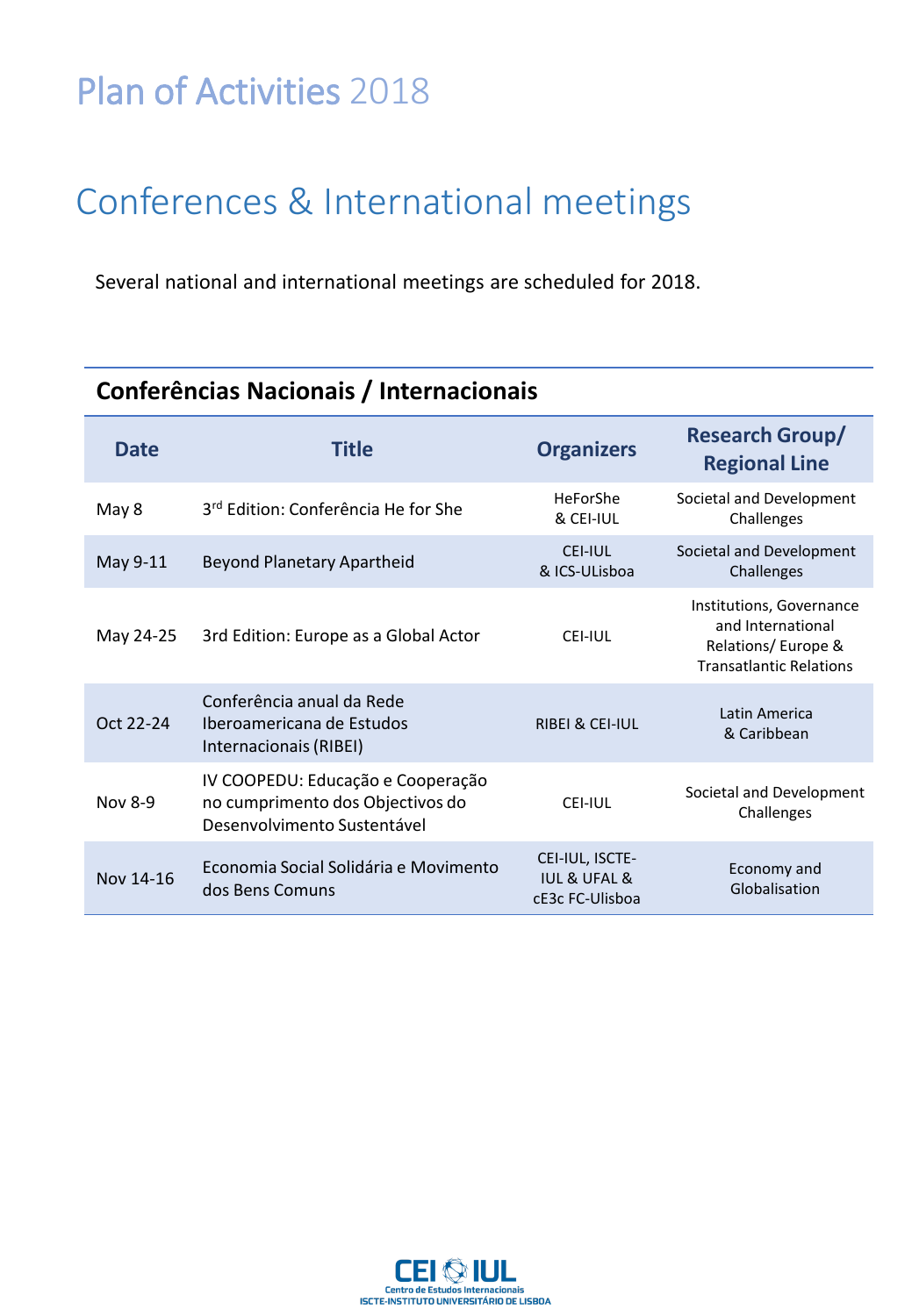# Plan of Activities 2018

## Conferences & International meetings

Several national and international meetings are scheduled for 2018.

### Conferências Nacionais / Internacionais

| Date | Title | Organizers | Research Group/ Regional Line |
|---|---|---|---|
| May 8 | 3rd Edition: Conferência He for She | HeForShe & CEI-IUL | Societal and Development Challenges |
| May 9-11 | Beyond Planetary Apartheid | CEI-IUL & ICS-ULisboa | Societal and Development Challenges |
| May 24-25 | 3rd Edition: Europe as a Global Actor | CEI-IUL | Institutions, Governance and International Relations/ Europe & Transatlantic Relations |
| Oct 22-24 | Conferência anual da Rede Iberoamericana de Estudos Internacionais (RIBEI) | RIBEI & CEI-IUL | Latin America & Caribbean |
| Nov 8-9 | IV COOPEDU: Educação e Cooperação no cumprimento dos Objectivos do Desenvolvimento Sustentável | CEI-IUL | Societal and Development Challenges |
| Nov 14-16 | Economia Social Solidária e Movimento dos Bens Comuns | CEI-IUL, ISCTE-IUL & UFAL & cE3c FC-Ulisboa | Economy and Globalisation |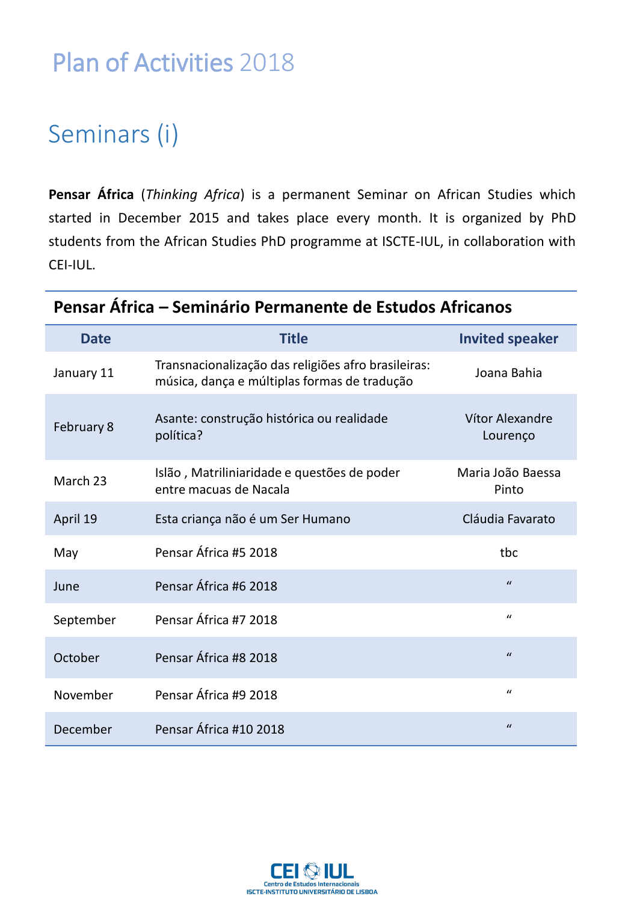# Plan of Activities 2018

## Seminars (i)

**Pensar África** (*Thinking Africa*) is a permanent Seminar on African Studies which started in December 2015 and takes place every month. It is organized by PhD students from the African Studies PhD programme at ISCTE-IUL, in collaboration with CEI-IUL.

**Pensar África – Seminário Permanente de Estudos Africanos**

| Date | Title | Invited speaker |
|---|---|---|
| January 11 | Transnacionalização das religiões afro brasileiras: música, dança e múltiplas formas de tradução | Joana Bahia |
| February 8 | Asante: construção histórica ou realidade política? | Vítor Alexandre Lourenço |
| March 23 | Islão , Matriliniaridade e questões de poder entre macuas de Nacala | Maria João Baessa Pinto |
| April 19 | Esta criança não é um Ser Humano | Cláudia Favarato |
| May | Pensar África #5 2018 | tbc |
| June | Pensar África #6 2018 | " |
| September | Pensar África #7 2018 | " |
| October | Pensar África #8 2018 | " |
| November | Pensar África #9 2018 | " |
| December | Pensar África #10 2018 | " |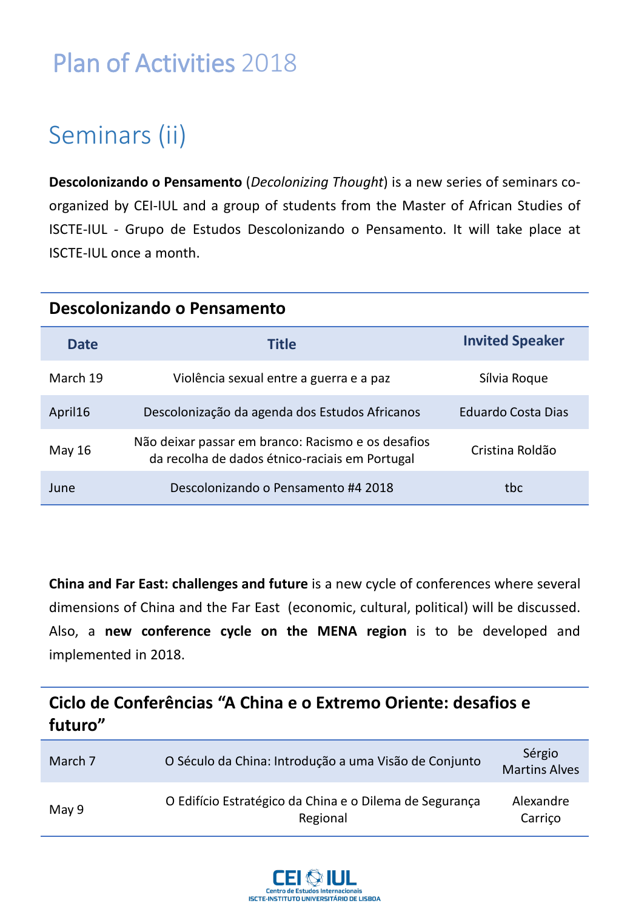# Plan of Activities 2018

## Seminars (ii)

**Descolonizando o Pensamento** (*Decolonizing Thought*) is a new series of seminars co-organized by CEI-IUL and a group of students from the Master of African Studies of ISCTE-IUL - Grupo de Estudos Descolonizando o Pensamento. It will take place at ISCTE-IUL once a month.

### Descolonizando o Pensamento

| Date | Title | Invited Speaker |
|---|---|---|
| March 19 | Violência sexual entre a guerra e a paz | Sílvia Roque |
| April16 | Descolonização da agenda dos Estudos Africanos | Eduardo Costa Dias |
| May 16 | Não deixar passar em branco: Racismo e os desafios da recolha de dados étnico-raciais em Portugal | Cristina Roldão |
| June | Descolonizando o Pensamento #4 2018 | tbc |

**China and Far East: challenges and future** is a new cycle of conferences where several dimensions of China and the Far East (economic, cultural, political) will be discussed. Also, a **new conference cycle on the MENA region** is to be developed and implemented in 2018.

### Ciclo de Conferências "A China e o Extremo Oriente: desafios e futuro"

| | | |
|---|---|---|
| March 7 | O Século da China: Introdução a uma Visão de Conjunto | Sérgio Martins Alves |
| May 9 | O Edifício Estratégico da China e o Dilema de Segurança Regional | Alexandre Carriço |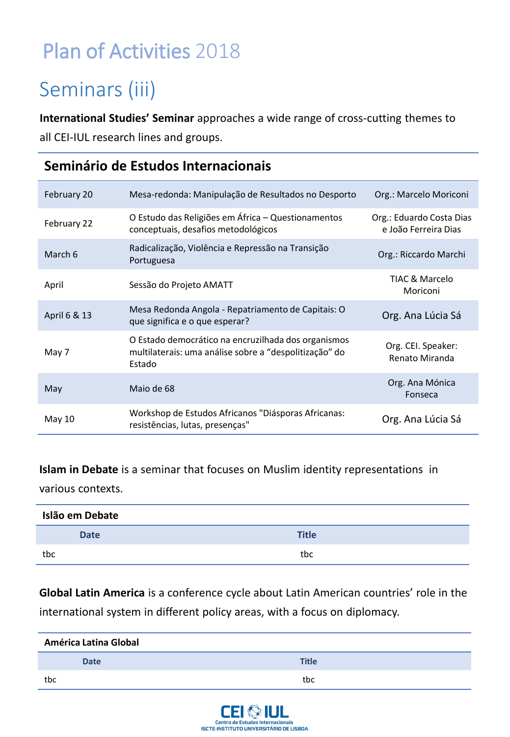# Plan of Activities 2018

## Seminars (iii)

**International Studies' Seminar** approaches a wide range of cross-cutting themes to all CEI-IUL research lines and groups.

| Seminário de Estudos Internacionais | | |
|---|---|---|
| February 20 | Mesa-redonda: Manipulação de Resultados no Desporto | Org.: Marcelo Moriconi |
| February 22 | O Estudo das Religiões em África – Questionamentos conceptuais, desafios metodológicos | Org.: Eduardo Costa Dias e João Ferreira Dias |
| March 6 | Radicalização, Violência e Repressão na Transição Portuguesa | Org.: Riccardo Marchi |
| April | Sessão do Projeto AMATT | TIAC & Marcelo Moriconi |
| April 6 & 13 | Mesa Redonda Angola - Repatriamento de Capitais: O que significa e o que esperar? | Org. Ana Lúcia Sá |
| May 7 | O Estado democrático na encruzilhada dos organismos multilaterais: uma análise sobre a "despolitização" do Estado | Org. CEI. Speaker: Renato Miranda |
| May | Maio de 68 | Org. Ana Mónica Fonseca |
| May 10 | Workshop de Estudos Africanos "Diásporas Africanas: resistências, lutas, presenças" | Org. Ana Lúcia Sá |

**Islam in Debate** is a seminar that focuses on Muslim identity representations in various contexts.

**Islão em Debate**

| Date | Title |
|---|---|
| tbc | tbc |

**Global Latin America** is a conference cycle about Latin American countries' role in the international system in different policy areas, with a focus on diplomacy.

**América Latina Global**

| Date | Title |
|---|---|
| tbc | tbc |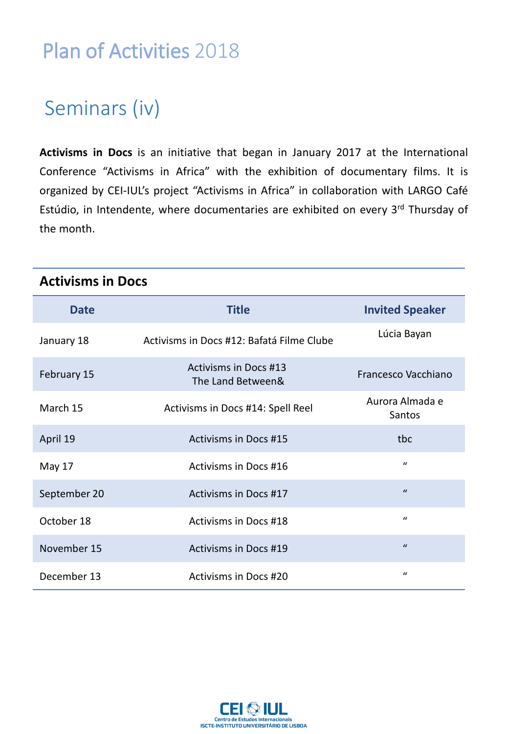# Plan of Activities 2018

## Seminars (iv)

**Activisms in Docs** is an initiative that began in January 2017 at the International Conference "Activisms in Africa" with the exhibition of documentary films. It is organized by CEI-IUL's project "Activisms in Africa" in collaboration with LARGO Café Estúdio, in Intendente, where documentaries are exhibited on every 3rd Thursday of the month.

### Activisms in Docs

| Date | Title | Invited Speaker |
|---|---|---|
| January 18 | Activisms in Docs #12: Bafatá Filme Clube | Lúcia Bayan |
| February 15 | Activisms in Docs #13<br>The Land Between& | Francesco Vacchiano |
| March 15 | Activisms in Docs #14: Spell Reel | Aurora Almada e Santos |
| April 19 | Activisms in Docs #15 | tbc |
| May 17 | Activisms in Docs #16 | " |
| September 20 | Activisms in Docs #17 | " |
| October 18 | Activisms in Docs #18 | " |
| November 15 | Activisms in Docs #19 | " |
| December 13 | Activisms in Docs #20 | " |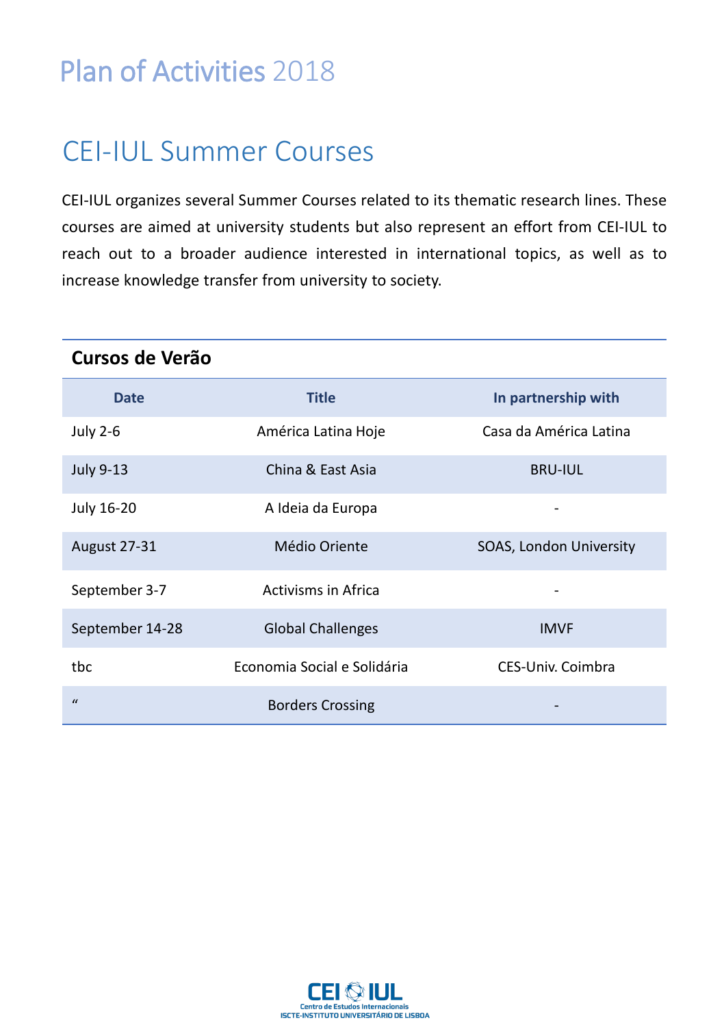# Plan of Activities 2018

## CEI-IUL Summer Courses

CEI-IUL organizes several Summer Courses related to its thematic research lines. These courses are aimed at university students but also represent an effort from CEI-IUL to reach out to a broader audience interested in international topics, as well as to increase knowledge transfer from university to society.

**Cursos de Verão**

| Date | Title | In partnership with |
|---|---|---|
| July 2-6 | América Latina Hoje | Casa da América Latina |
| July 9-13 | China & East Asia | BRU-IUL |
| July 16-20 | A Ideia da Europa | - |
| August 27-31 | Médio Oriente | SOAS, London University |
| September 3-7 | Activisms in Africa | - |
| September 14-28 | Global Challenges | IMVF |
| tbc | Economia Social e Solidária | CES-Univ. Coimbra |
| “ | Borders Crossing | - |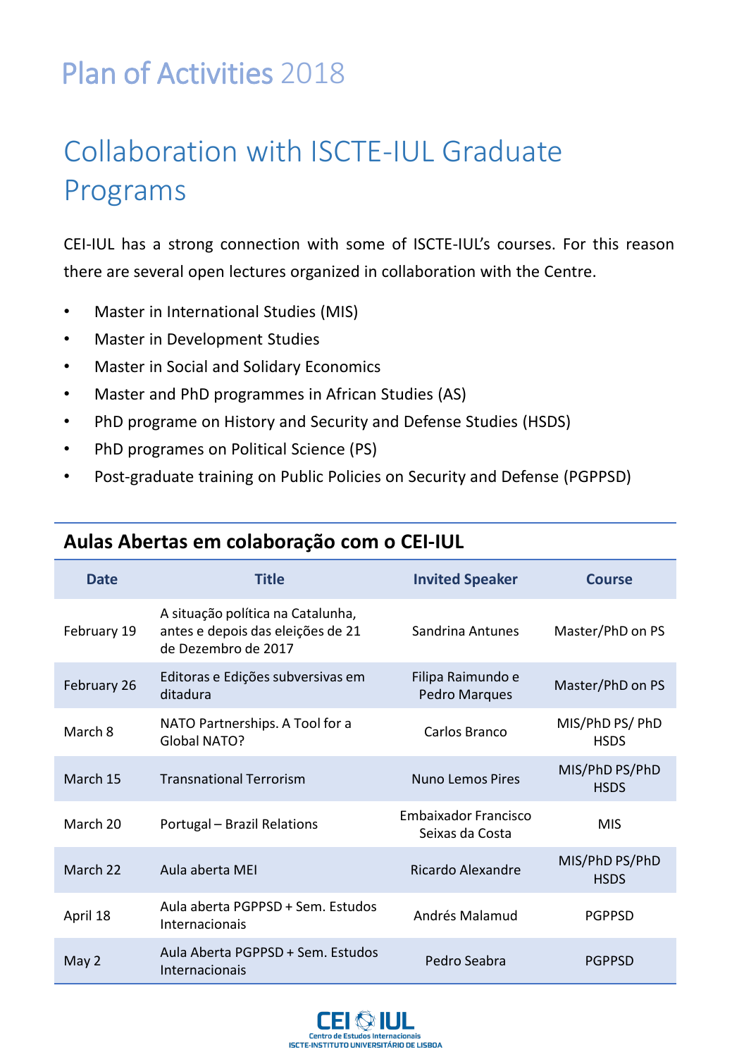# Plan of Activities 2018

## Collaboration with ISCTE-IUL Graduate Programs

CEI-IUL has a strong connection with some of ISCTE-IUL's courses. For this reason there are several open lectures organized in collaboration with the Centre.

- Master in International Studies (MIS)
- Master in Development Studies
- Master in Social and Solidary Economics
- Master and PhD programmes in African Studies (AS)
- PhD programe on History and Security and Defense Studies (HSDS)
- PhD programes on Political Science (PS)
- Post-graduate training on Public Policies on Security and Defense (PGPPSD)

### Aulas Abertas em colaboração com o CEI-IUL

| Date | Title | Invited Speaker | Course |
|---|---|---|---|
| February 19 | A situação política na Catalunha, antes e depois das eleições de 21 de Dezembro de 2017 | Sandrina Antunes | Master/PhD on PS |
| February 26 | Editoras e Edições subversivas em ditadura | Filipa Raimundo e Pedro Marques | Master/PhD on PS |
| March 8 | NATO Partnerships. A Tool for a Global NATO? | Carlos Branco | MIS/PhD PS/ PhD HSDS |
| March 15 | Transnational Terrorism | Nuno Lemos Pires | MIS/PhD PS/PhD HSDS |
| March 20 | Portugal – Brazil Relations | Embaixador Francisco Seixas da Costa | MIS |
| March 22 | Aula aberta MEI | Ricardo Alexandre | MIS/PhD PS/PhD HSDS |
| April 18 | Aula aberta PGPPSD + Sem. Estudos Internacionais | Andrés Malamud | PGPPSD |
| May 2 | Aula Aberta PGPPSD + Sem. Estudos Internacionais | Pedro Seabra | PGPPSD |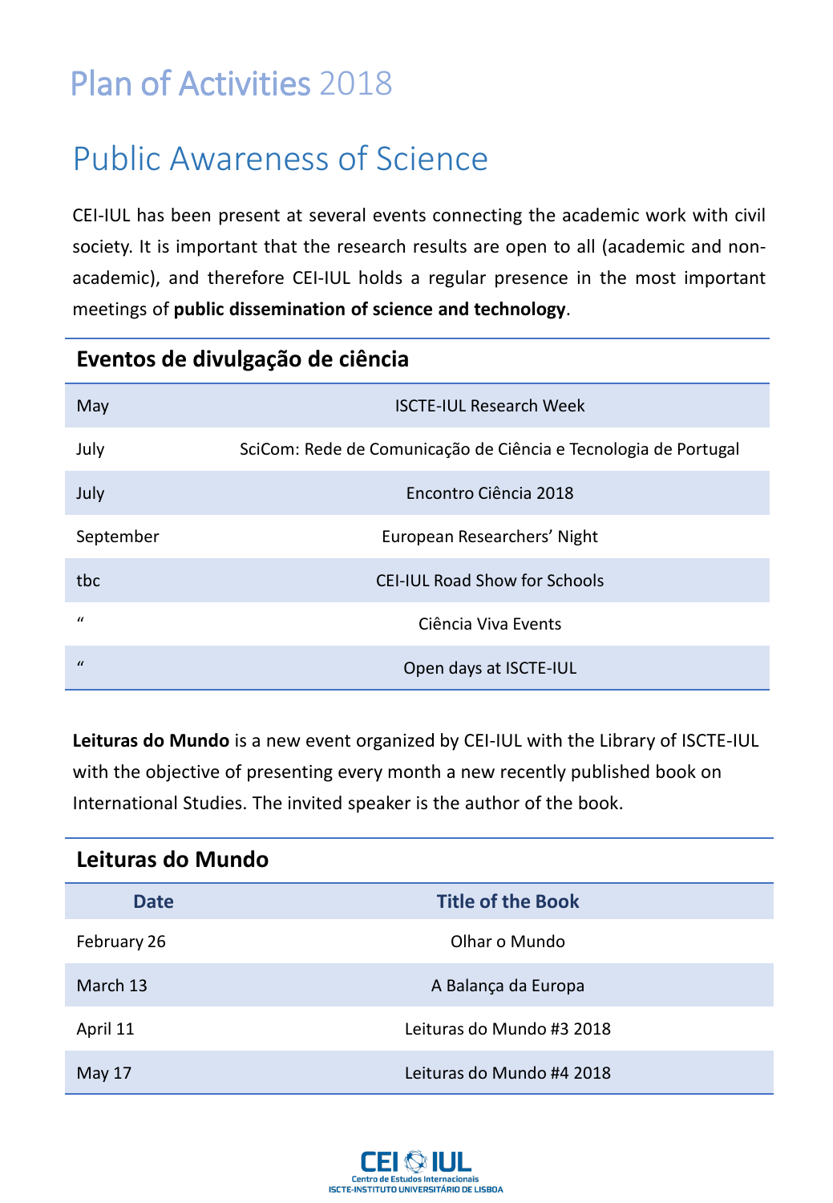# Plan of Activities 2018

## Public Awareness of Science

CEI-IUL has been present at several events connecting the academic work with civil society. It is important that the research results are open to all (academic and non-academic), and therefore CEI-IUL holds a regular presence in the most important meetings of **public dissemination of science and technology**.

### Eventos de divulgação de ciência

| | |
|---|---|
| May | ISCTE-IUL Research Week |
| July | SciCom: Rede de Comunicação de Ciência e Tecnologia de Portugal |
| July | Encontro Ciência 2018 |
| September | European Researchers' Night |
| tbc | CEI-IUL Road Show for Schools |
| " | Ciência Viva Events |
| " | Open days at ISCTE-IUL |

**Leituras do Mundo** is a new event organized by CEI-IUL with the Library of ISCTE-IUL with the objective of presenting every month a new recently published book on International Studies. The invited speaker is the author of the book.

### Leituras do Mundo

| Date | Title of the Book |
|---|---|
| February 26 | Olhar o Mundo |
| March 13 | A Balança da Europa |
| April 11 | Leituras do Mundo #3 2018 |
| May 17 | Leituras do Mundo #4 2018 |

CEI-IUL
Centro de Estudos Internacionais
ISCTE-INSTITUTO UNIVERSITÁRIO DE LISBOA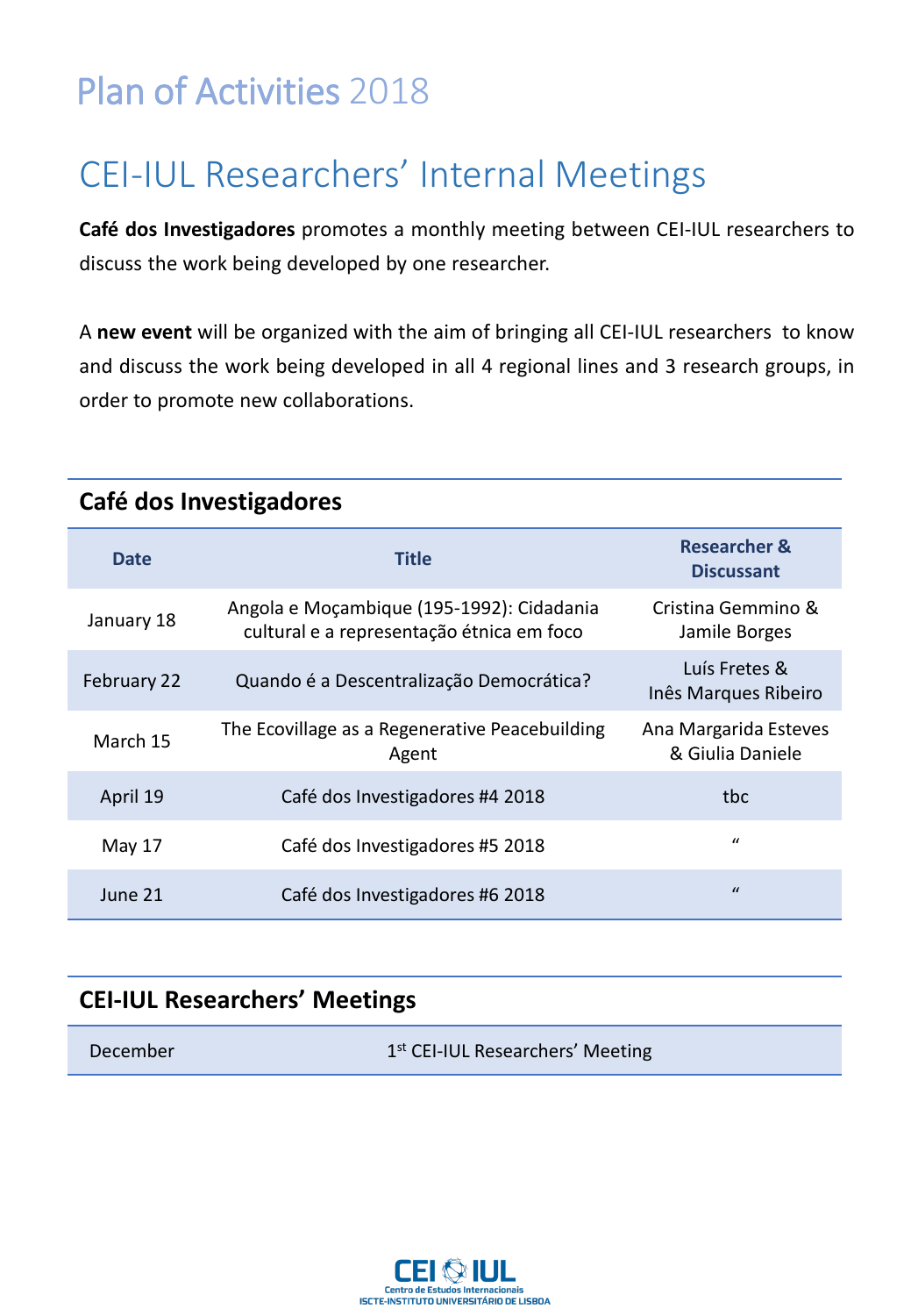# Plan of Activities 2018

## CEI-IUL Researchers' Internal Meetings

**Café dos Investigadores** promotes a monthly meeting between CEI-IUL researchers to discuss the work being developed by one researcher.

A **new event** will be organized with the aim of bringing all CEI-IUL researchers to know and discuss the work being developed in all 4 regional lines and 3 research groups, in order to promote new collaborations.

### Café dos Investigadores

| Date | Title | Researcher & Discussant |
|---|---|---|
| January 18 | Angola e Moçambique (195-1992): Cidadania cultural e a representação étnica em foco | Cristina Gemmino & Jamile Borges |
| February 22 | Quando é a Descentralização Democrática? | Luís Fretes & Inês Marques Ribeiro |
| March 15 | The Ecovillage as a Regenerative Peacebuilding Agent | Ana Margarida Esteves & Giulia Daniele |
| April 19 | Café dos Investigadores #4 2018 | tbc |
| May 17 | Café dos Investigadores #5 2018 | " |
| June 21 | Café dos Investigadores #6 2018 | " |

### CEI-IUL Researchers' Meetings

| | |
|---|---|
| December | 1st CEI-IUL Researchers' Meeting |

CEI IUL
Centro de Estudos Internacionais
ISCTE-INSTITUTO UNIVERSITÁRIO DE LISBOA